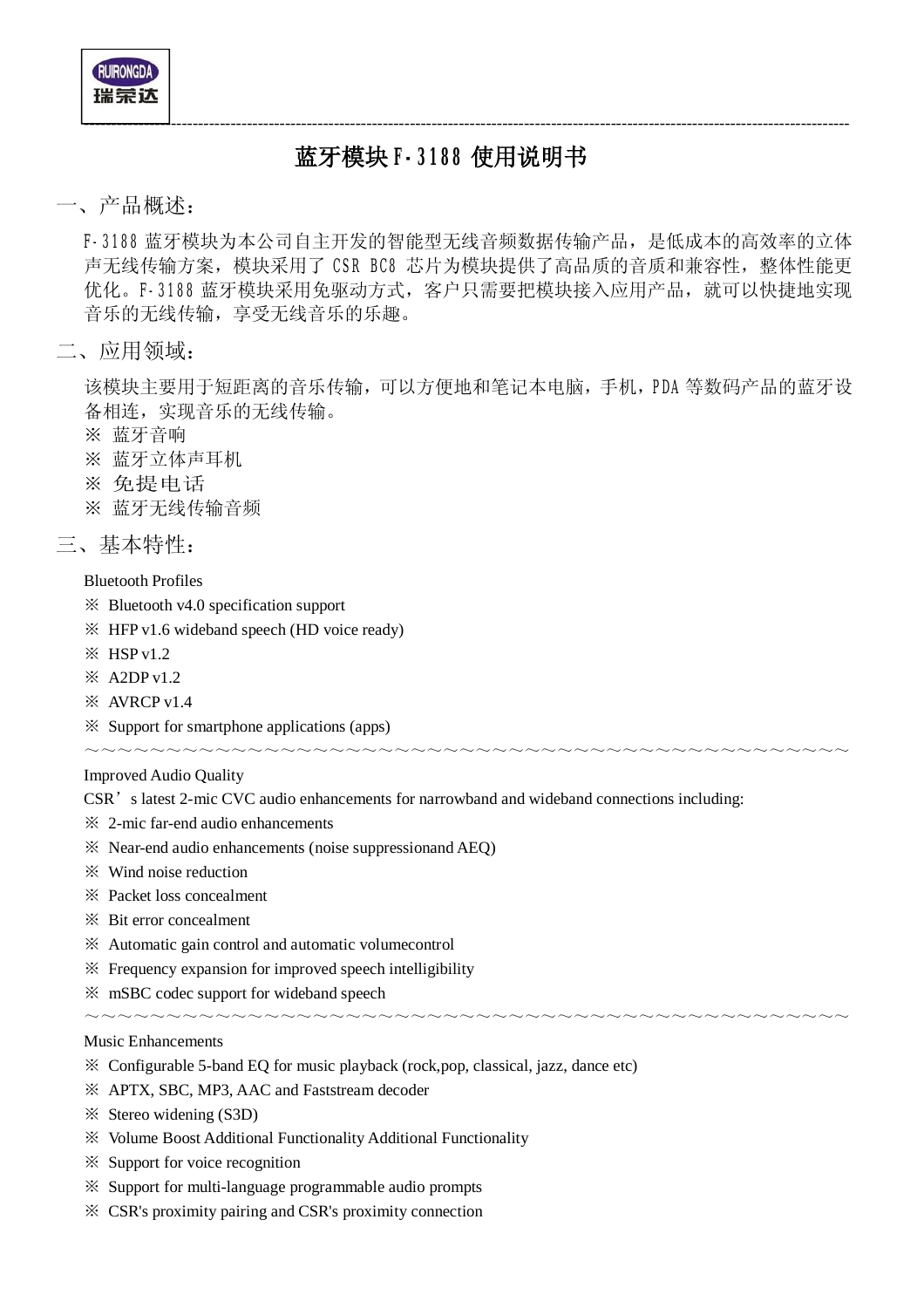# 蓝牙模块 F-3188 使用说明书

## 一、产品概述：

F-3188 蓝牙模块为本公司自主开发的智能型无线音频数据传输产品，是低成本的高效率的立体声无线传输方案，模块采用了 CSR BC8 芯片为模块提供了高品质的音质和兼容性，整体性能更优化。F-3188 蓝牙模块采用免驱动方式，客户只需要把模块接入应用产品，就可以快捷地实现音乐的无线传输，享受无线音乐的乐趣。

## 二、应用领域：

该模块主要用于短距离的音乐传输，可以方便地和笔记本电脑，手机，PDA 等数码产品的蓝牙设备相连，实现音乐的无线传输。

※ 蓝牙音响
※ 蓝牙立体声耳机
※ 免提电话
※ 蓝牙无线传输音频

## 三、基本特性：

Bluetooth Profiles

※ Bluetooth v4.0 specification support
※ HFP v1.6 wideband speech (HD voice ready)
※ HSP v1.2
※ A2DP v1.2
※ AVRCP v1.4
※ Support for smartphone applications (apps)

～～～～～～～～～～～～～～～～～～～～～～～～～～～～～～～～～～～～～～～～～～～～～～～～～～～

Improved Audio Quality

CSR’s latest 2-mic CVC audio enhancements for narrowband and wideband connections including:

※ 2-mic far-end audio enhancements
※ Near-end audio enhancements (noise suppressionand AEQ)
※ Wind noise reduction
※ Packet loss concealment
※ Bit error concealment
※ Automatic gain control and automatic volumecontrol
※ Frequency expansion for improved speech intelligibility
※ mSBC codec support for wideband speech

～～～～～～～～～～～～～～～～～～～～～～～～～～～～～～～～～～～～～～～～～～～～～～～～～～～

Music Enhancements

※ Configurable 5-band EQ for music playback (rock,pop, classical, jazz, dance etc)
※ APTX, SBC, MP3, AAC and Faststream decoder
※ Stereo widening (S3D)
※ Volume Boost Additional Functionality Additional Functionality
※ Support for voice recognition
※ Support for multi-language programmable audio prompts
※ CSR's proximity pairing and CSR's proximity connection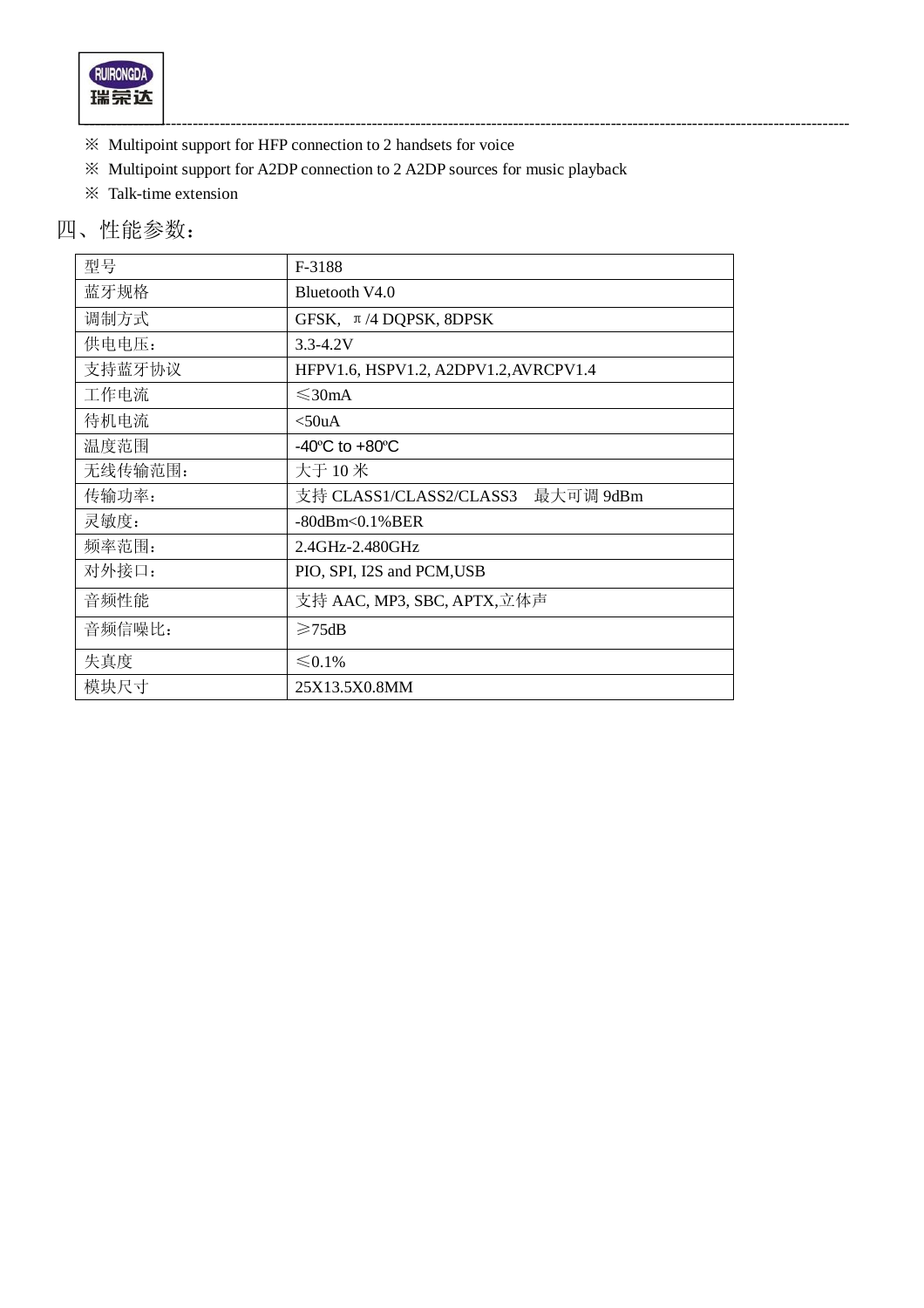※ Multipoint support for HFP connection to 2 handsets for voice

※ Multipoint support for A2DP connection to 2 A2DP sources for music playback

※ Talk-time extension

## 四、性能参数：

| 型号 | F-3188 |
|---|---|
| 蓝牙规格 | Bluetooth V4.0 |
| 调制方式 | GFSK, π/4 DQPSK, 8DPSK |
| 供电电压： | 3.3-4.2V |
| 支持蓝牙协议 | HFPV1.6, HSPV1.2, A2DPV1.2,AVRCPV1.4 |
| 工作电流 | ≤30mA |
| 待机电流 | <50uA |
| 温度范围 | -40ºC to +80ºC |
| 无线传输范围： | 大于 10 米 |
| 传输功率： | 支持 CLASS1/CLASS2/CLASS3　最大可调 9dBm |
| 灵敏度： | -80dBm<0.1%BER |
| 频率范围： | 2.4GHz-2.480GHz |
| 对外接口： | PIO, SPI, I2S and PCM,USB |
| 音频性能 | 支持 AAC, MP3, SBC, APTX,立体声 |
| 音频信噪比： | ≥75dB |
| 失真度 | ≤0.1% |
| 模块尺寸 | 25X13.5X0.8MM |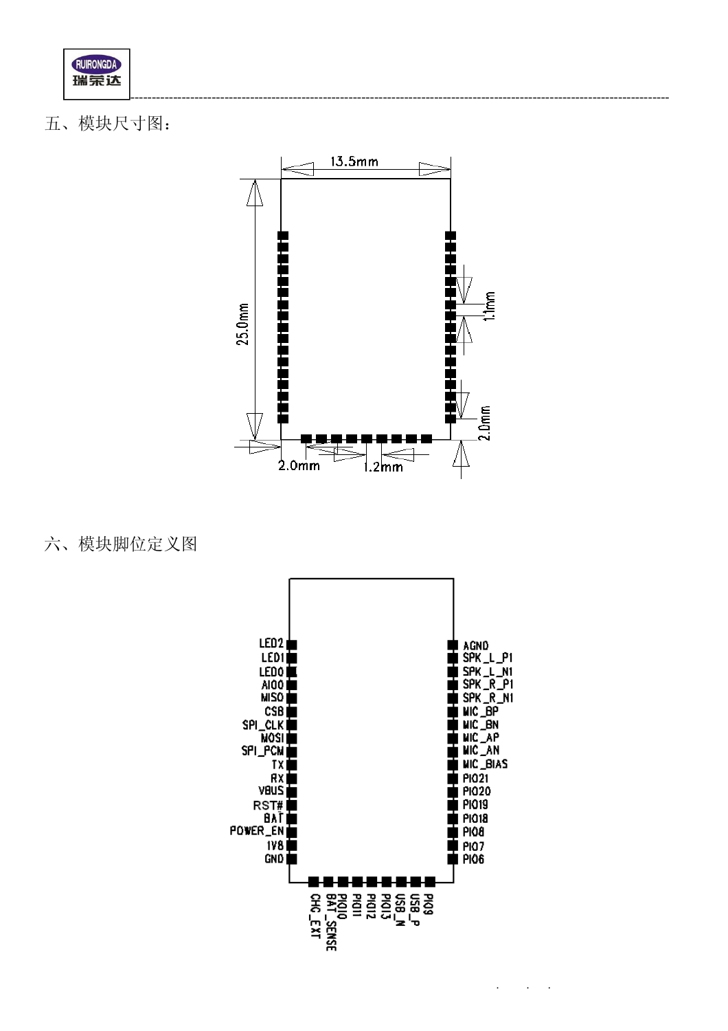五、模块尺寸图：

13.5mm

25.0mm

1.1mm

2.0mm

2.0mm

1.2mm

六、模块脚位定义图

LED2
LED1
LED0
AIO0
MISO
CSB
SPI_CLK
MOSI
SPI_PCM
TX
RX
VBUS
RST#
BAT
POWER_EN
1V8
GND

AGND
SPK_L_P1
SPK_L_N1
SPK_R_P1
SPK_R_N1
MIC_BP
MIC_BN
MIC_AP
MIC_AN
MIC_BIAS
PIO21
PIO20
PIO19
PIO18
PIO8
PIO7
PIO6

CHG_EXT
BAT_SENSE
PIO10
PIO11
PIO12
PIO13
USB_N
USB_P
PIO9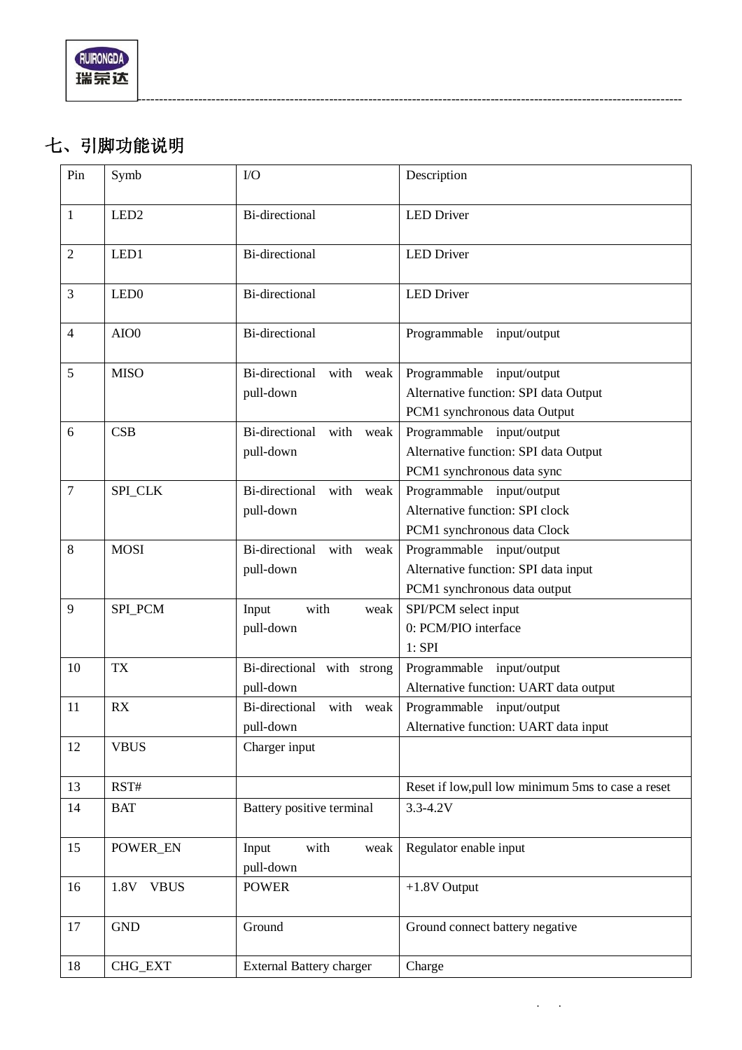## 七、引脚功能说明

| Pin | Symb | I/O | Description |
|---|---|---|---|
| 1 | LED2 | Bi-directional | LED Driver |
| 2 | LED1 | Bi-directional | LED Driver |
| 3 | LED0 | Bi-directional | LED Driver |
| 4 | AIO0 | Bi-directional | Programmable input/output |
| 5 | MISO | Bi-directional with weak pull-down | Programmable input/output<br>Alternative function: SPI data Output<br>PCM1 synchronous data Output |
| 6 | CSB | Bi-directional with weak pull-down | Programmable input/output<br>Alternative function: SPI data Output<br>PCM1 synchronous data sync |
| 7 | SPI_CLK | Bi-directional with weak pull-down | Programmable input/output<br>Alternative function: SPI clock<br>PCM1 synchronous data Clock |
| 8 | MOSI | Bi-directional with weak pull-down | Programmable input/output<br>Alternative function: SPI data input<br>PCM1 synchronous data output |
| 9 | SPI_PCM | Input with weak pull-down | SPI/PCM select input<br>0: PCM/PIO interface<br>1: SPI |
| 10 | TX | Bi-directional with strong pull-down | Programmable input/output<br>Alternative function: UART data output |
| 11 | RX | Bi-directional with weak pull-down | Programmable input/output<br>Alternative function: UART data input |
| 12 | VBUS | Charger input | |
| 13 | RST# | | Reset if low,pull low minimum 5ms to case a reset |
| 14 | BAT | Battery positive terminal | 3.3-4.2V |
| 15 | POWER_EN | Input with weak pull-down | Regulator enable input |
| 16 | 1.8V VBUS | POWER | +1.8V Output |
| 17 | GND | Ground | Ground connect battery negative |
| 18 | CHG_EXT | External Battery charger | Charge |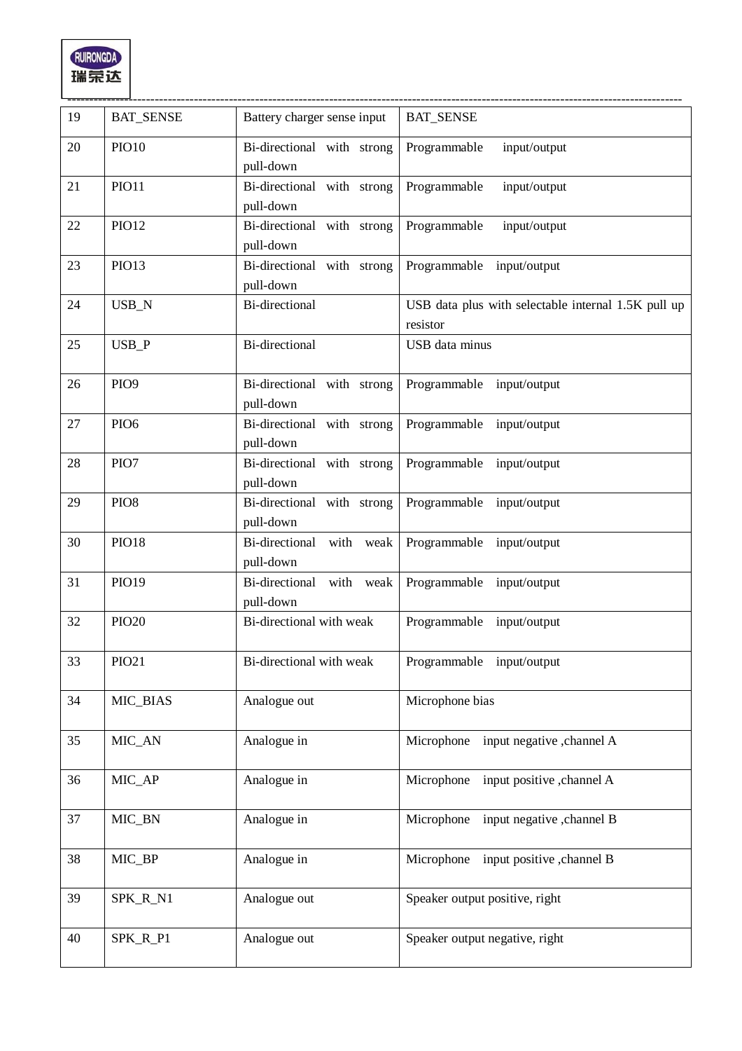| 19 | BAT_SENSE | Battery charger sense input | BAT_SENSE |
|---|---|---|---|
| 20 | PIO10 | Bi-directional with strong pull-down | Programmable input/output |
| 21 | PIO11 | Bi-directional with strong pull-down | Programmable input/output |
| 22 | PIO12 | Bi-directional with strong pull-down | Programmable input/output |
| 23 | PIO13 | Bi-directional with strong pull-down | Programmable input/output |
| 24 | USB_N | Bi-directional | USB data plus with selectable internal 1.5K pull up resistor |
| 25 | USB_P | Bi-directional | USB data minus |
| 26 | PIO9 | Bi-directional with strong pull-down | Programmable input/output |
| 27 | PIO6 | Bi-directional with strong pull-down | Programmable input/output |
| 28 | PIO7 | Bi-directional with strong pull-down | Programmable input/output |
| 29 | PIO8 | Bi-directional with strong pull-down | Programmable input/output |
| 30 | PIO18 | Bi-directional with weak pull-down | Programmable input/output |
| 31 | PIO19 | Bi-directional with weak pull-down | Programmable input/output |
| 32 | PIO20 | Bi-directional with weak | Programmable input/output |
| 33 | PIO21 | Bi-directional with weak | Programmable input/output |
| 34 | MIC_BIAS | Analogue out | Microphone bias |
| 35 | MIC_AN | Analogue in | Microphone input negative ,channel A |
| 36 | MIC_AP | Analogue in | Microphone input positive ,channel A |
| 37 | MIC_BN | Analogue in | Microphone input negative ,channel B |
| 38 | MIC_BP | Analogue in | Microphone input positive ,channel B |
| 39 | SPK_R_N1 | Analogue out | Speaker output positive, right |
| 40 | SPK_R_P1 | Analogue out | Speaker output negative, right |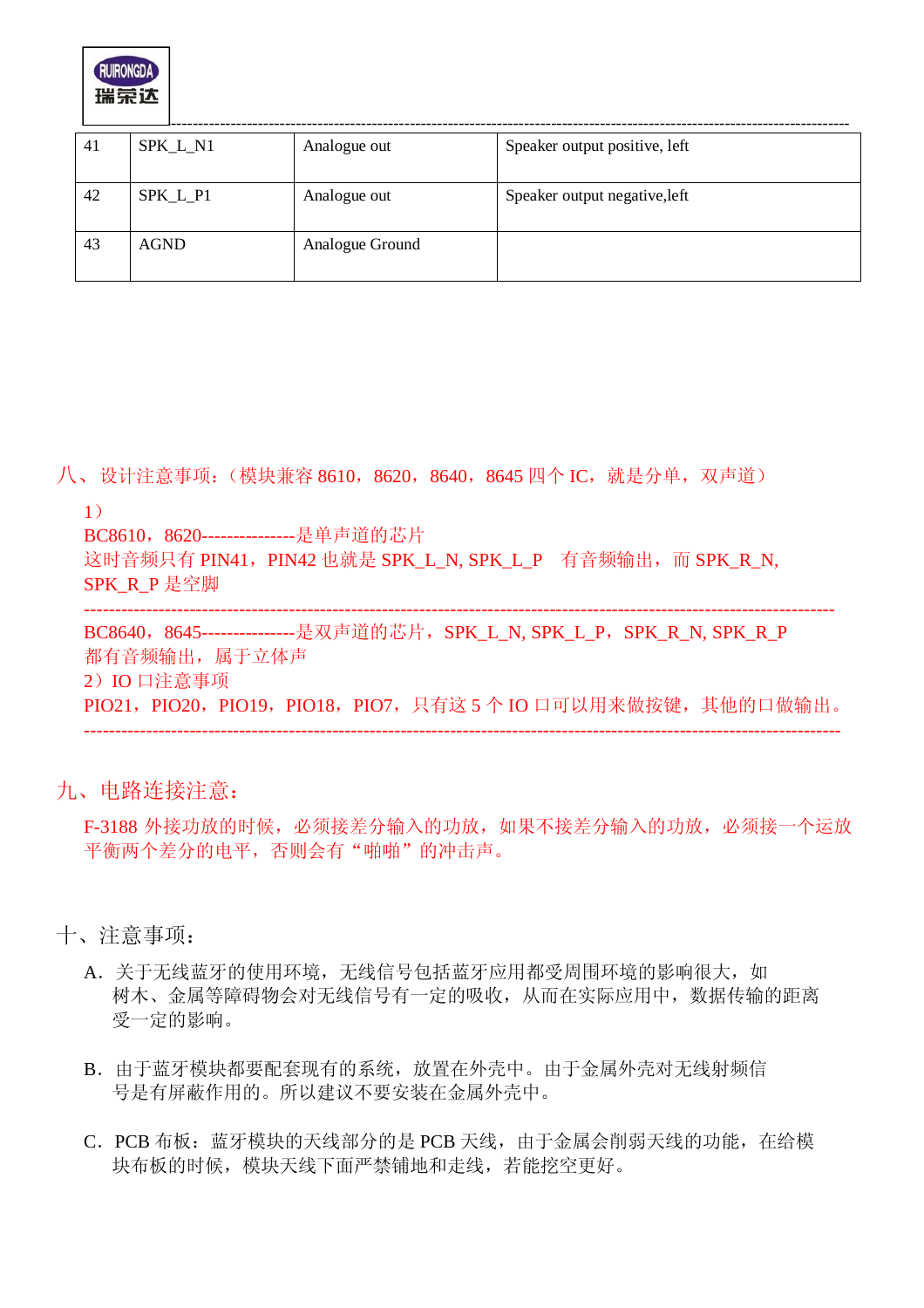| 41 | SPK_L_N1 | Analogue out | Speaker output positive, left |
|---|---|---|---|
| 42 | SPK_L_P1 | Analogue out | Speaker output negative,left |
| 43 | AGND | Analogue Ground | |

## 八、设计注意事项：（模块兼容 8610，8620，8640，8645 四个 IC，就是分单，双声道）

1）

BC8610，8620---------------是单声道的芯片

这时音频只有 PIN41，PIN42 也就是 SPK_L_N, SPK_L_P　有音频输出，而 SPK_R_N, SPK_R_P 是空脚

--------------------------------------------------------------------------------

BC8640，8645---------------是双声道的芯片，SPK_L_N, SPK_L_P，SPK_R_N, SPK_R_P 都有音频输出，属于立体声

2）IO 口注意事项

PIO21，PIO20，PIO19，PIO18，PIO7，只有这 5 个 IO 口可以用来做按键，其他的口做输出。

--------------------------------------------------------------------------------

## 九、电路连接注意：

F-3188 外接功放的时候，必须接差分输入的功放，如果不接差分输入的功放，必须接一个运放平衡两个差分的电平，否则会有“啪啪”的冲击声。

## 十、注意事项：

A. 关于无线蓝牙的使用环境，无线信号包括蓝牙应用都受周围环境的影响很大，如树木、金属等障碍物会对无线信号有一定的吸收，从而在实际应用中，数据传输的距离受一定的影响。

B. 由于蓝牙模块都要配套现有的系统，放置在外壳中。由于金属外壳对无线射频信号是有屏蔽作用的。所以建议不要安装在金属外壳中。

C. PCB 布板：蓝牙模块的天线部分的是 PCB 天线，由于金属会削弱天线的功能，在给模块布板的时候，模块天线下面严禁铺地和走线，若能挖空更好。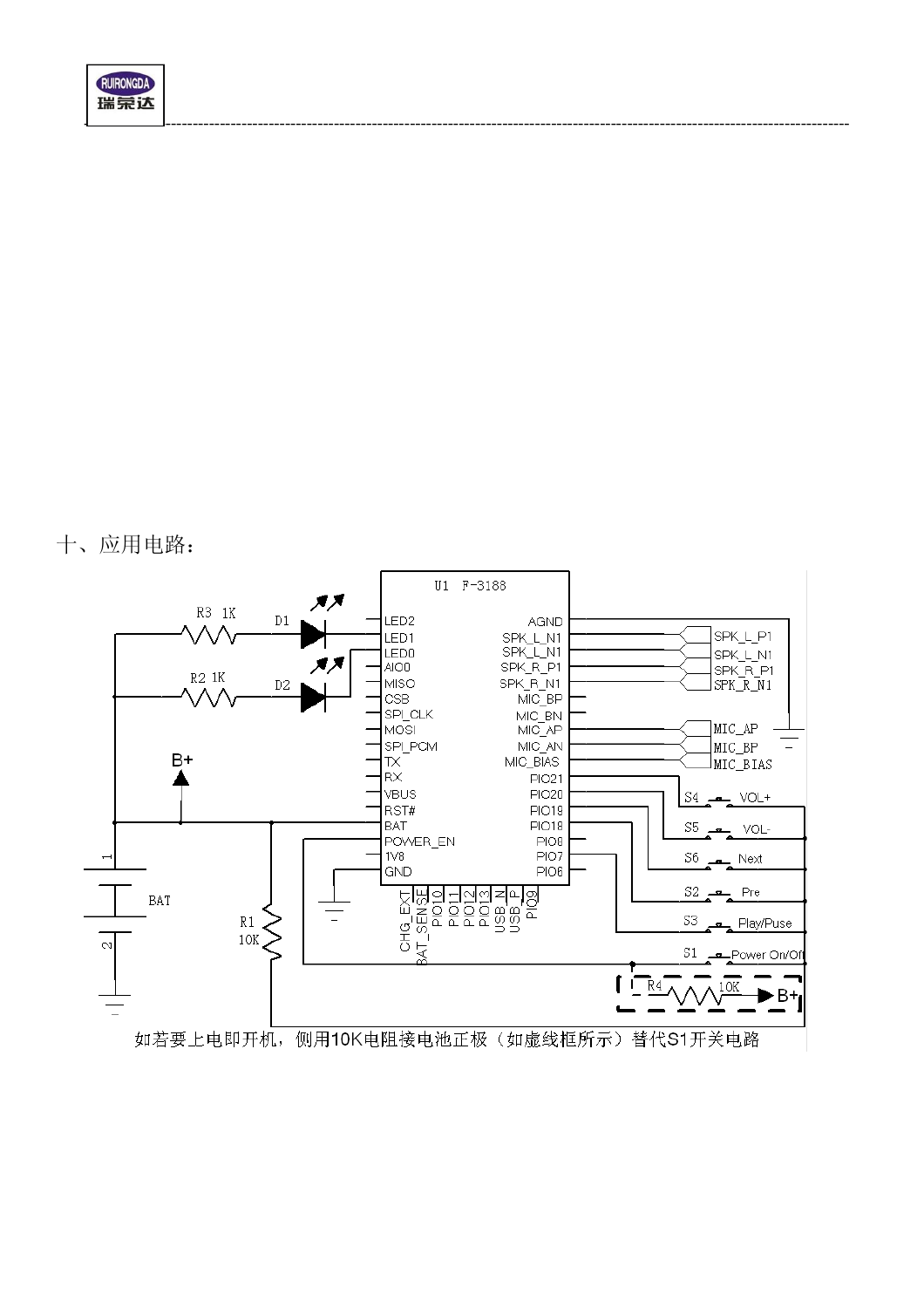十、应用电路：

如若要上电即开机，侧用10K电阻接电池正极（如虚线框所示）替代S1开关电路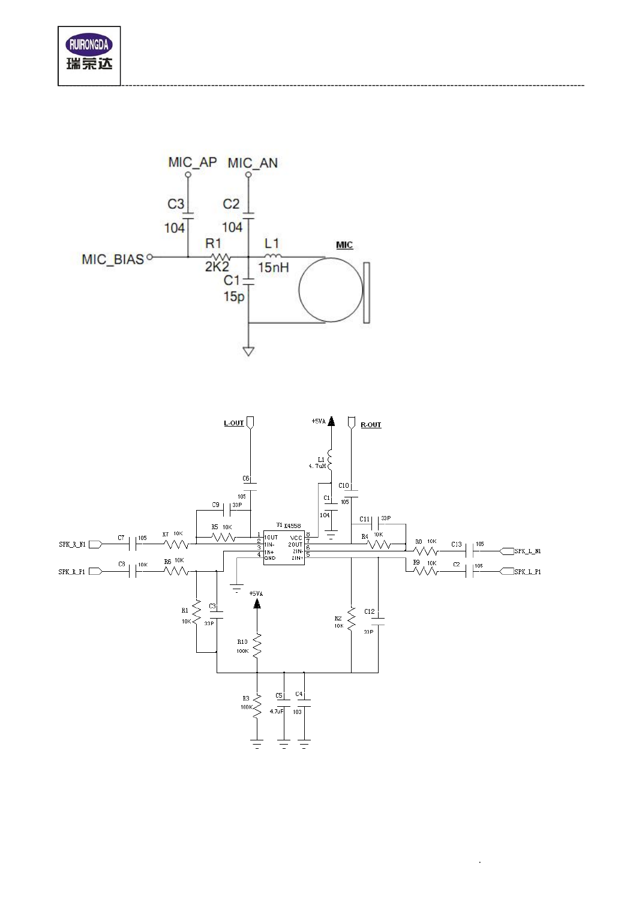MIC_AP
MIC_AN
C3
104
C2
104
MIC_BIAS
R1
2K2
L1
15nH
MIC
C1
15p

L-OUT
+5VA
R-OUT
L1
4.7uH
C6
105
C1
104
C10
105
C9
33P
C11
33P
R5 10K
U1 K4558
1 1OUT
2 1IN-
3 1IN+
4 GND
8 VCC
7 2OUT
6 2IN-
5 2IN+
R4 10K
SPK_R_N1
C7 105
R7 10K
R8 10K
C13 105
SPK_L_N1
SPK_R_P1
C8 10K
R6 10K
R9 10K
C2 105
SPK_L_P1
R1
10K
C3
33P
+5VA
R10
100K
R2
10K
C12
33P
R3
100K
C5
4.7uF
C4
103